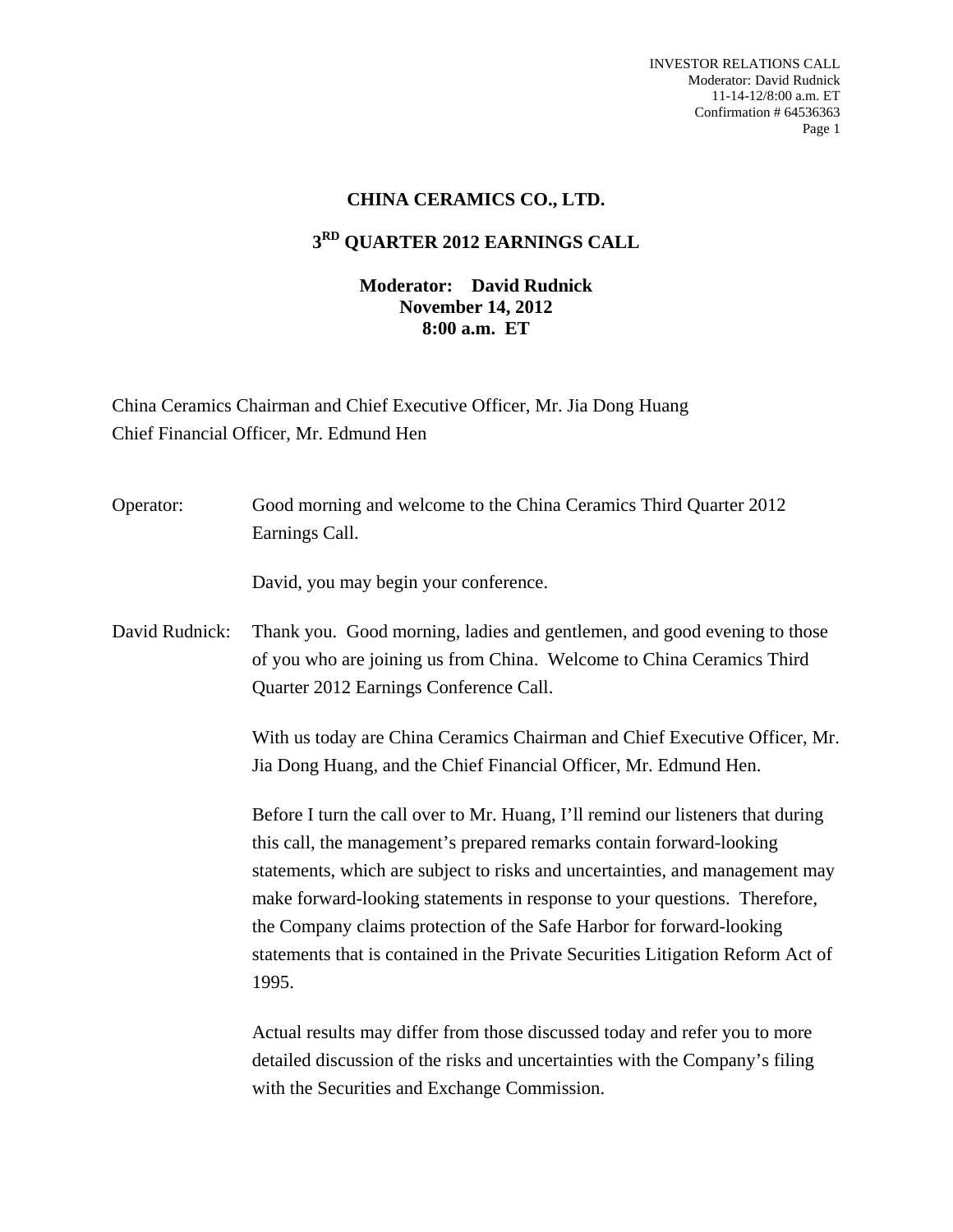# CHINA CERAMICS CO., LTD.

## 3RD QUARTER 2012 EARNINGS CALL

**Moderator: David Rudnick**
**November 14, 2012**
**8:00 a.m. ET**

China Ceramics Chairman and Chief Executive Officer, Mr. Jia Dong Huang
Chief Financial Officer, Mr. Edmund Hen

Operator: Good morning and welcome to the China Ceramics Third Quarter 2012 Earnings Call.

David, you may begin your conference.

David Rudnick: Thank you. Good morning, ladies and gentlemen, and good evening to those of you who are joining us from China. Welcome to China Ceramics Third Quarter 2012 Earnings Conference Call.

With us today are China Ceramics Chairman and Chief Executive Officer, Mr. Jia Dong Huang, and the Chief Financial Officer, Mr. Edmund Hen.

Before I turn the call over to Mr. Huang, I'll remind our listeners that during this call, the management's prepared remarks contain forward-looking statements, which are subject to risks and uncertainties, and management may make forward-looking statements in response to your questions. Therefore, the Company claims protection of the Safe Harbor for forward-looking statements that is contained in the Private Securities Litigation Reform Act of 1995.

Actual results may differ from those discussed today and refer you to more detailed discussion of the risks and uncertainties with the Company's filing with the Securities and Exchange Commission.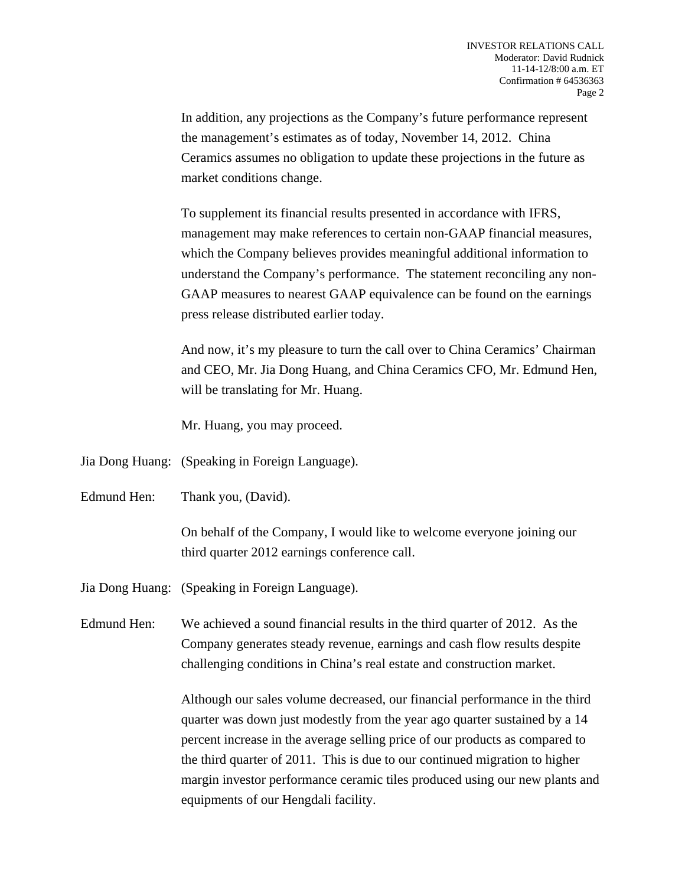In addition, any projections as the Company's future performance represent the management's estimates as of today, November 14, 2012. China Ceramics assumes no obligation to update these projections in the future as market conditions change.

To supplement its financial results presented in accordance with IFRS, management may make references to certain non-GAAP financial measures, which the Company believes provides meaningful additional information to understand the Company's performance. The statement reconciling any non-GAAP measures to nearest GAAP equivalence can be found on the earnings press release distributed earlier today.

And now, it's my pleasure to turn the call over to China Ceramics' Chairman and CEO, Mr. Jia Dong Huang, and China Ceramics CFO, Mr. Edmund Hen, will be translating for Mr. Huang.

Mr. Huang, you may proceed.

Jia Dong Huang: (Speaking in Foreign Language).

Edmund Hen: Thank you, (David).

On behalf of the Company, I would like to welcome everyone joining our third quarter 2012 earnings conference call.

Jia Dong Huang: (Speaking in Foreign Language).

Edmund Hen: We achieved a sound financial results in the third quarter of 2012. As the Company generates steady revenue, earnings and cash flow results despite challenging conditions in China's real estate and construction market.

Although our sales volume decreased, our financial performance in the third quarter was down just modestly from the year ago quarter sustained by a 14 percent increase in the average selling price of our products as compared to the third quarter of 2011. This is due to our continued migration to higher margin investor performance ceramic tiles produced using our new plants and equipments of our Hengdali facility.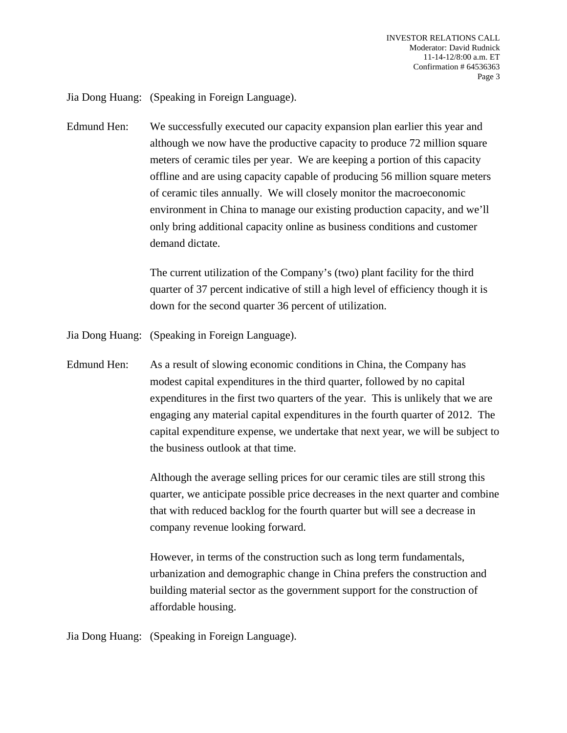Jia Dong Huang: (Speaking in Foreign Language).

Edmund Hen: We successfully executed our capacity expansion plan earlier this year and although we now have the productive capacity to produce 72 million square meters of ceramic tiles per year. We are keeping a portion of this capacity offline and are using capacity capable of producing 56 million square meters of ceramic tiles annually. We will closely monitor the macroeconomic environment in China to manage our existing production capacity, and we'll only bring additional capacity online as business conditions and customer demand dictate.

The current utilization of the Company's (two) plant facility for the third quarter of 37 percent indicative of still a high level of efficiency though it is down for the second quarter 36 percent of utilization.

Jia Dong Huang: (Speaking in Foreign Language).

Edmund Hen: As a result of slowing economic conditions in China, the Company has modest capital expenditures in the third quarter, followed by no capital expenditures in the first two quarters of the year. This is unlikely that we are engaging any material capital expenditures in the fourth quarter of 2012. The capital expenditure expense, we undertake that next year, we will be subject to the business outlook at that time.

Although the average selling prices for our ceramic tiles are still strong this quarter, we anticipate possible price decreases in the next quarter and combine that with reduced backlog for the fourth quarter but will see a decrease in company revenue looking forward.

However, in terms of the construction such as long term fundamentals, urbanization and demographic change in China prefers the construction and building material sector as the government support for the construction of affordable housing.

Jia Dong Huang: (Speaking in Foreign Language).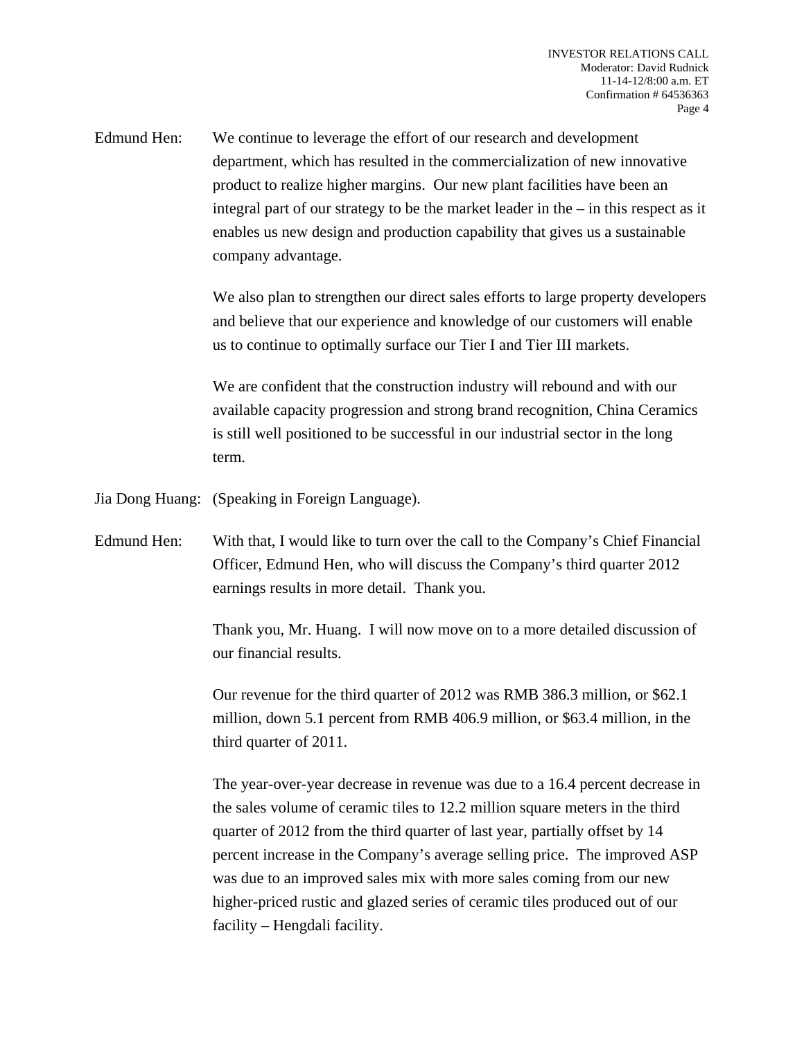Edmund Hen: We continue to leverage the effort of our research and development department, which has resulted in the commercialization of new innovative product to realize higher margins. Our new plant facilities have been an integral part of our strategy to be the market leader in the – in this respect as it enables us new design and production capability that gives us a sustainable company advantage.

We also plan to strengthen our direct sales efforts to large property developers and believe that our experience and knowledge of our customers will enable us to continue to optimally surface our Tier I and Tier III markets.

We are confident that the construction industry will rebound and with our available capacity progression and strong brand recognition, China Ceramics is still well positioned to be successful in our industrial sector in the long term.

Jia Dong Huang: (Speaking in Foreign Language).

Edmund Hen: With that, I would like to turn over the call to the Company's Chief Financial Officer, Edmund Hen, who will discuss the Company's third quarter 2012 earnings results in more detail. Thank you.

Thank you, Mr. Huang. I will now move on to a more detailed discussion of our financial results.

Our revenue for the third quarter of 2012 was RMB 386.3 million, or $62.1 million, down 5.1 percent from RMB 406.9 million, or $63.4 million, in the third quarter of 2011.

The year-over-year decrease in revenue was due to a 16.4 percent decrease in the sales volume of ceramic tiles to 12.2 million square meters in the third quarter of 2012 from the third quarter of last year, partially offset by 14 percent increase in the Company's average selling price. The improved ASP was due to an improved sales mix with more sales coming from our new higher-priced rustic and glazed series of ceramic tiles produced out of our facility – Hengdali facility.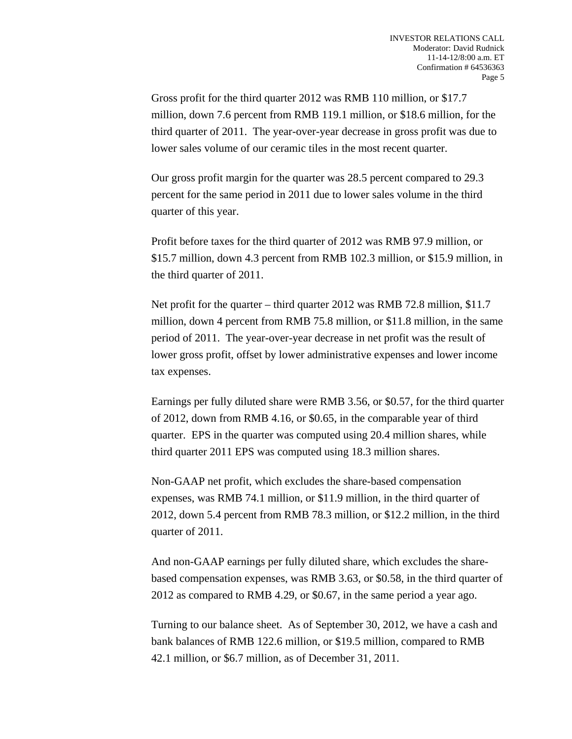Gross profit for the third quarter 2012 was RMB 110 million, or $17.7 million, down 7.6 percent from RMB 119.1 million, or $18.6 million, for the third quarter of 2011. The year-over-year decrease in gross profit was due to lower sales volume of our ceramic tiles in the most recent quarter.

Our gross profit margin for the quarter was 28.5 percent compared to 29.3 percent for the same period in 2011 due to lower sales volume in the third quarter of this year.

Profit before taxes for the third quarter of 2012 was RMB 97.9 million, or $15.7 million, down 4.3 percent from RMB 102.3 million, or $15.9 million, in the third quarter of 2011.

Net profit for the quarter – third quarter 2012 was RMB 72.8 million, $11.7 million, down 4 percent from RMB 75.8 million, or $11.8 million, in the same period of 2011. The year-over-year decrease in net profit was the result of lower gross profit, offset by lower administrative expenses and lower income tax expenses.

Earnings per fully diluted share were RMB 3.56, or $0.57, for the third quarter of 2012, down from RMB 4.16, or $0.65, in the comparable year of third quarter. EPS in the quarter was computed using 20.4 million shares, while third quarter 2011 EPS was computed using 18.3 million shares.

Non-GAAP net profit, which excludes the share-based compensation expenses, was RMB 74.1 million, or $11.9 million, in the third quarter of 2012, down 5.4 percent from RMB 78.3 million, or $12.2 million, in the third quarter of 2011.

And non-GAAP earnings per fully diluted share, which excludes the share-based compensation expenses, was RMB 3.63, or $0.58, in the third quarter of 2012 as compared to RMB 4.29, or $0.67, in the same period a year ago.

Turning to our balance sheet. As of September 30, 2012, we have a cash and bank balances of RMB 122.6 million, or $19.5 million, compared to RMB 42.1 million, or $6.7 million, as of December 31, 2011.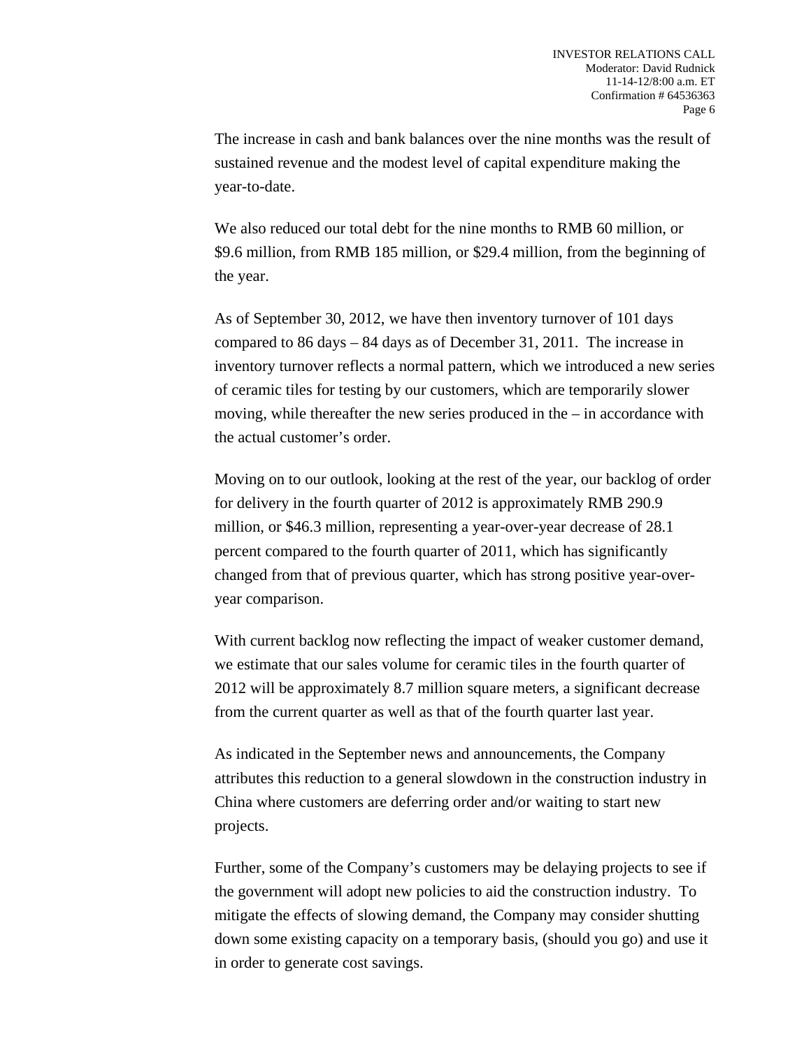The increase in cash and bank balances over the nine months was the result of sustained revenue and the modest level of capital expenditure making the year-to-date.

We also reduced our total debt for the nine months to RMB 60 million, or $9.6 million, from RMB 185 million, or $29.4 million, from the beginning of the year.

As of September 30, 2012, we have then inventory turnover of 101 days compared to 86 days – 84 days as of December 31, 2011. The increase in inventory turnover reflects a normal pattern, which we introduced a new series of ceramic tiles for testing by our customers, which are temporarily slower moving, while thereafter the new series produced in the – in accordance with the actual customer's order.

Moving on to our outlook, looking at the rest of the year, our backlog of order for delivery in the fourth quarter of 2012 is approximately RMB 290.9 million, or $46.3 million, representing a year-over-year decrease of 28.1 percent compared to the fourth quarter of 2011, which has significantly changed from that of previous quarter, which has strong positive year-over-year comparison.

With current backlog now reflecting the impact of weaker customer demand, we estimate that our sales volume for ceramic tiles in the fourth quarter of 2012 will be approximately 8.7 million square meters, a significant decrease from the current quarter as well as that of the fourth quarter last year.

As indicated in the September news and announcements, the Company attributes this reduction to a general slowdown in the construction industry in China where customers are deferring order and/or waiting to start new projects.

Further, some of the Company's customers may be delaying projects to see if the government will adopt new policies to aid the construction industry. To mitigate the effects of slowing demand, the Company may consider shutting down some existing capacity on a temporary basis, (should you go) and use it in order to generate cost savings.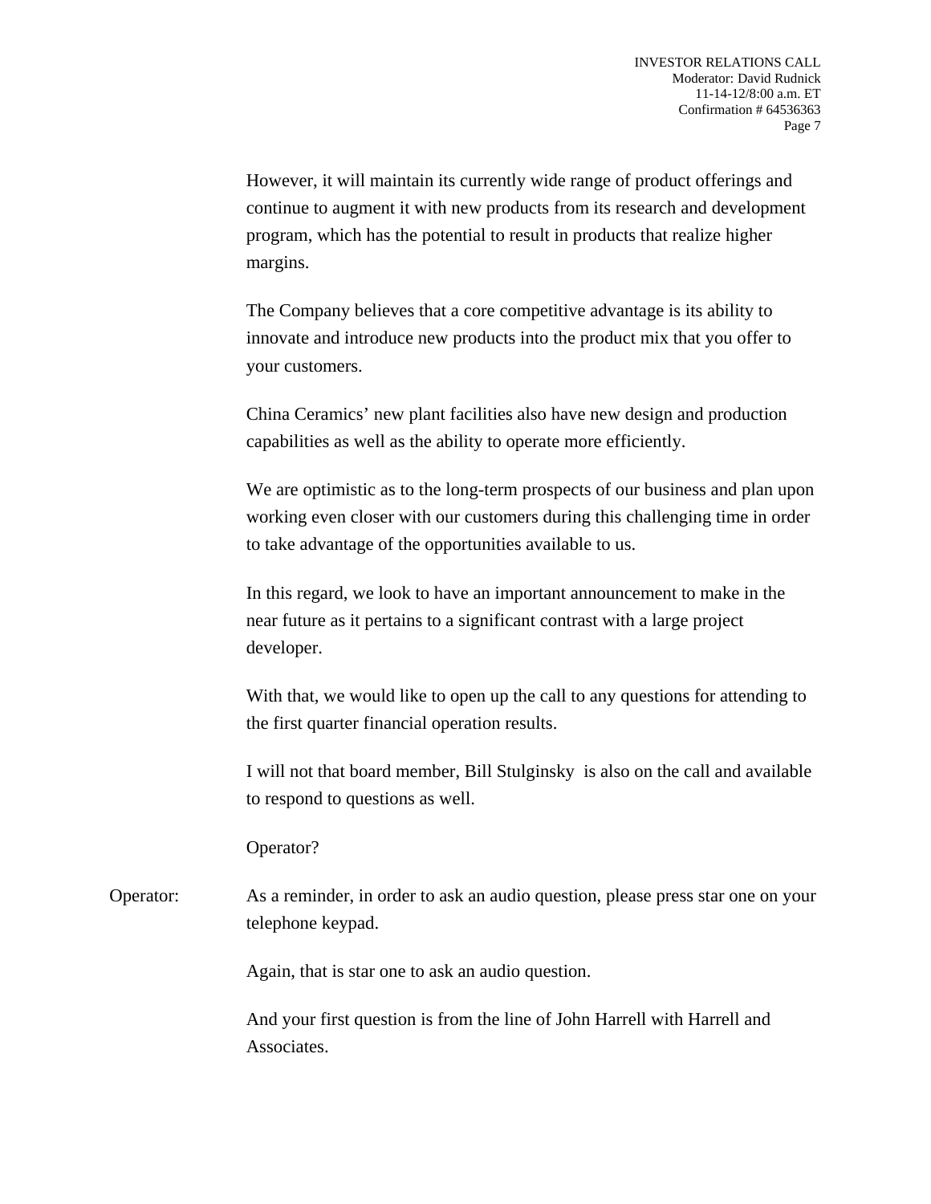However, it will maintain its currently wide range of product offerings and continue to augment it with new products from its research and development program, which has the potential to result in products that realize higher margins.

The Company believes that a core competitive advantage is its ability to innovate and introduce new products into the product mix that you offer to your customers.

China Ceramics' new plant facilities also have new design and production capabilities as well as the ability to operate more efficiently.

We are optimistic as to the long-term prospects of our business and plan upon working even closer with our customers during this challenging time in order to take advantage of the opportunities available to us.

In this regard, we look to have an important announcement to make in the near future as it pertains to a significant contrast with a large project developer.

With that, we would like to open up the call to any questions for attending to the first quarter financial operation results.

I will not that board member, Bill Stulginsky  is also on the call and available to respond to questions as well.

Operator?

Operator: As a reminder, in order to ask an audio question, please press star one on your telephone keypad.

Again, that is star one to ask an audio question.

And your first question is from the line of John Harrell with Harrell and Associates.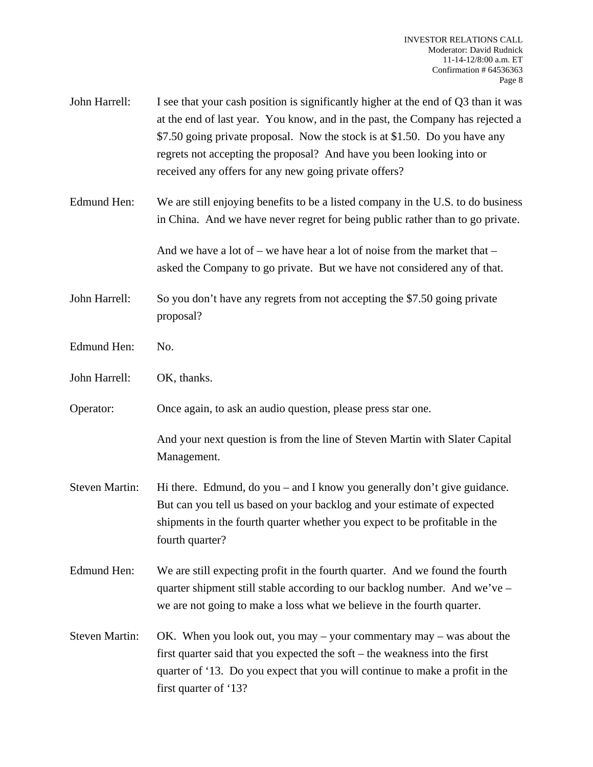John Harrell: I see that your cash position is significantly higher at the end of Q3 than it was at the end of last year. You know, and in the past, the Company has rejected a $7.50 going private proposal. Now the stock is at $1.50. Do you have any regrets not accepting the proposal? And have you been looking into or received any offers for any new going private offers?

Edmund Hen: We are still enjoying benefits to be a listed company in the U.S. to do business in China. And we have never regret for being public rather than to go private.

And we have a lot of – we have hear a lot of noise from the market that – asked the Company to go private. But we have not considered any of that.

John Harrell: So you don't have any regrets from not accepting the $7.50 going private proposal?

Edmund Hen: No.

John Harrell: OK, thanks.

Operator: Once again, to ask an audio question, please press star one.

And your next question is from the line of Steven Martin with Slater Capital Management.

Steven Martin: Hi there. Edmund, do you – and I know you generally don't give guidance. But can you tell us based on your backlog and your estimate of expected shipments in the fourth quarter whether you expect to be profitable in the fourth quarter?

Edmund Hen: We are still expecting profit in the fourth quarter. And we found the fourth quarter shipment still stable according to our backlog number. And we've – we are not going to make a loss what we believe in the fourth quarter.

Steven Martin: OK. When you look out, you may – your commentary may – was about the first quarter said that you expected the soft – the weakness into the first quarter of '13. Do you expect that you will continue to make a profit in the first quarter of '13?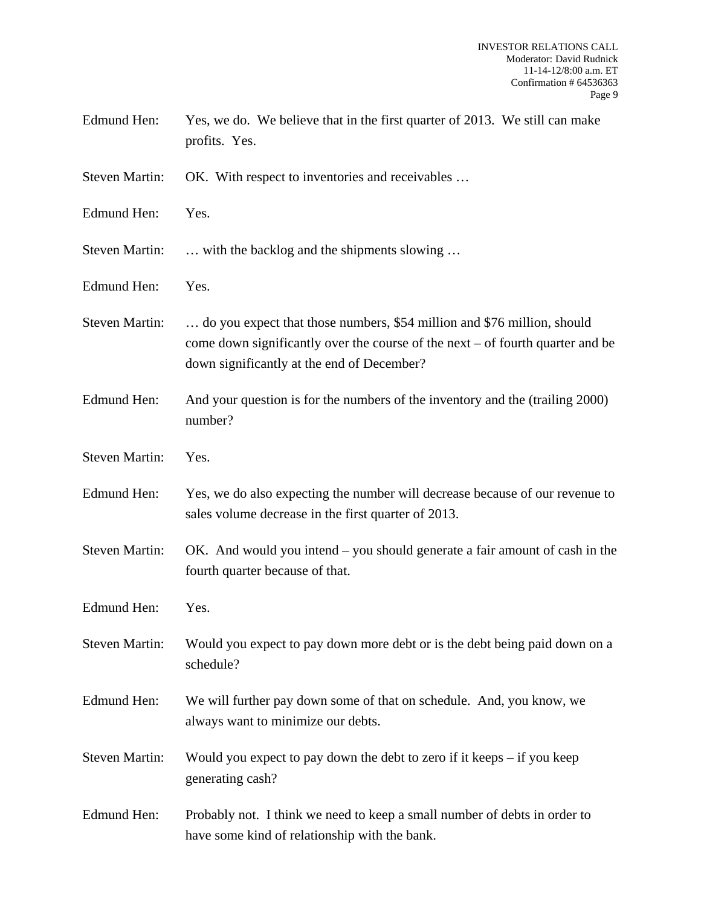Edmund Hen: Yes, we do. We believe that in the first quarter of 2013. We still can make profits. Yes.

Steven Martin: OK. With respect to inventories and receivables …

Edmund Hen: Yes.

Steven Martin: … with the backlog and the shipments slowing …

Edmund Hen: Yes.

Steven Martin: … do you expect that those numbers, $54 million and $76 million, should come down significantly over the course of the next – of fourth quarter and be down significantly at the end of December?

Edmund Hen: And your question is for the numbers of the inventory and the (trailing 2000) number?

Steven Martin: Yes.

Edmund Hen: Yes, we do also expecting the number will decrease because of our revenue to sales volume decrease in the first quarter of 2013.

Steven Martin: OK. And would you intend – you should generate a fair amount of cash in the fourth quarter because of that.

Edmund Hen: Yes.

Steven Martin: Would you expect to pay down more debt or is the debt being paid down on a schedule?

Edmund Hen: We will further pay down some of that on schedule. And, you know, we always want to minimize our debts.

Steven Martin: Would you expect to pay down the debt to zero if it keeps – if you keep generating cash?

Edmund Hen: Probably not. I think we need to keep a small number of debts in order to have some kind of relationship with the bank.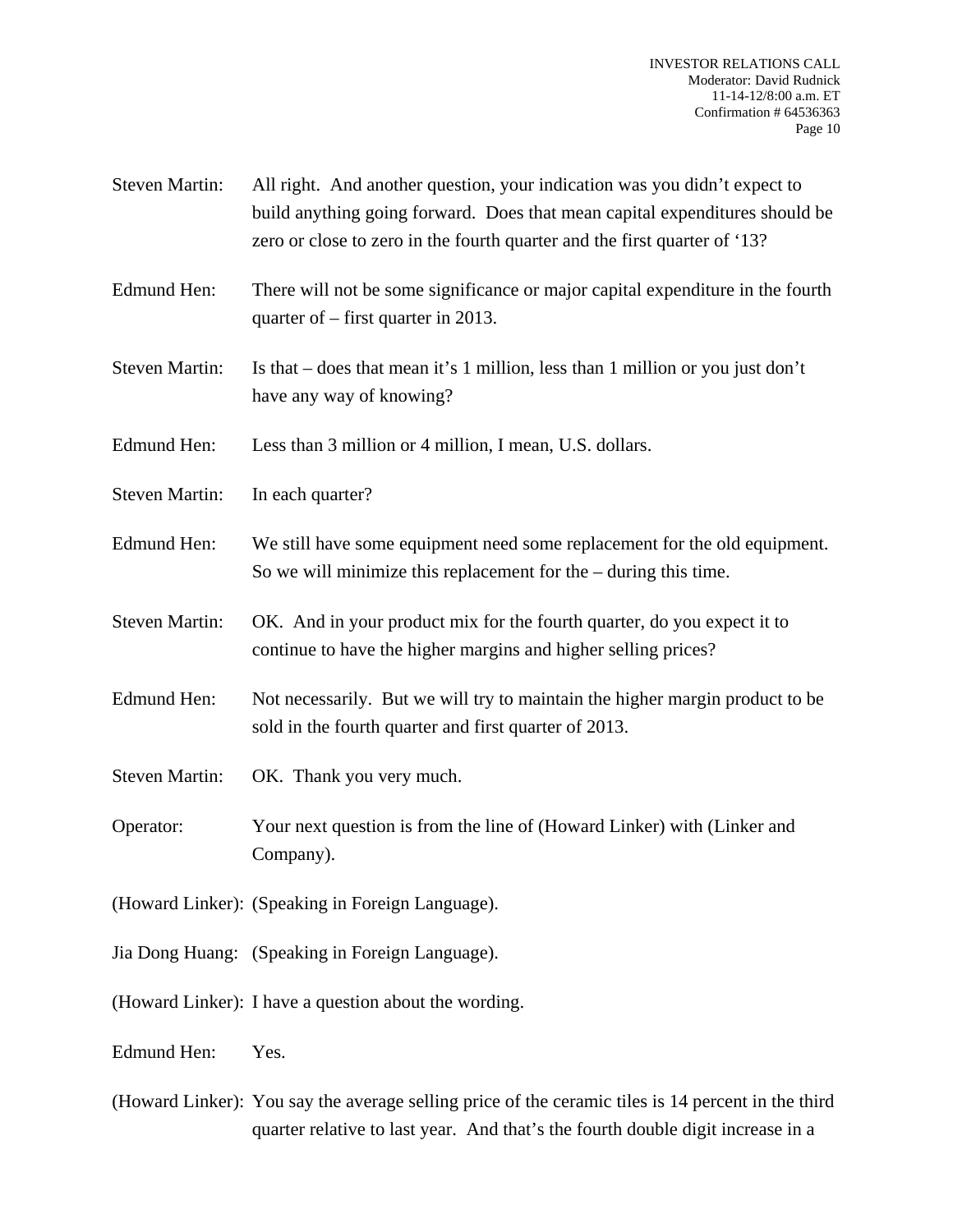Steven Martin: All right. And another question, your indication was you didn't expect to build anything going forward. Does that mean capital expenditures should be zero or close to zero in the fourth quarter and the first quarter of '13?

Edmund Hen: There will not be some significance or major capital expenditure in the fourth quarter of – first quarter in 2013.

Steven Martin: Is that – does that mean it's 1 million, less than 1 million or you just don't have any way of knowing?

Edmund Hen: Less than 3 million or 4 million, I mean, U.S. dollars.

Steven Martin: In each quarter?

Edmund Hen: We still have some equipment need some replacement for the old equipment. So we will minimize this replacement for the – during this time.

Steven Martin: OK. And in your product mix for the fourth quarter, do you expect it to continue to have the higher margins and higher selling prices?

Edmund Hen: Not necessarily. But we will try to maintain the higher margin product to be sold in the fourth quarter and first quarter of 2013.

Steven Martin: OK. Thank you very much.

Operator: Your next question is from the line of (Howard Linker) with (Linker and Company).

(Howard Linker): (Speaking in Foreign Language).

Jia Dong Huang: (Speaking in Foreign Language).

(Howard Linker): I have a question about the wording.

Edmund Hen: Yes.

(Howard Linker): You say the average selling price of the ceramic tiles is 14 percent in the third quarter relative to last year. And that's the fourth double digit increase in a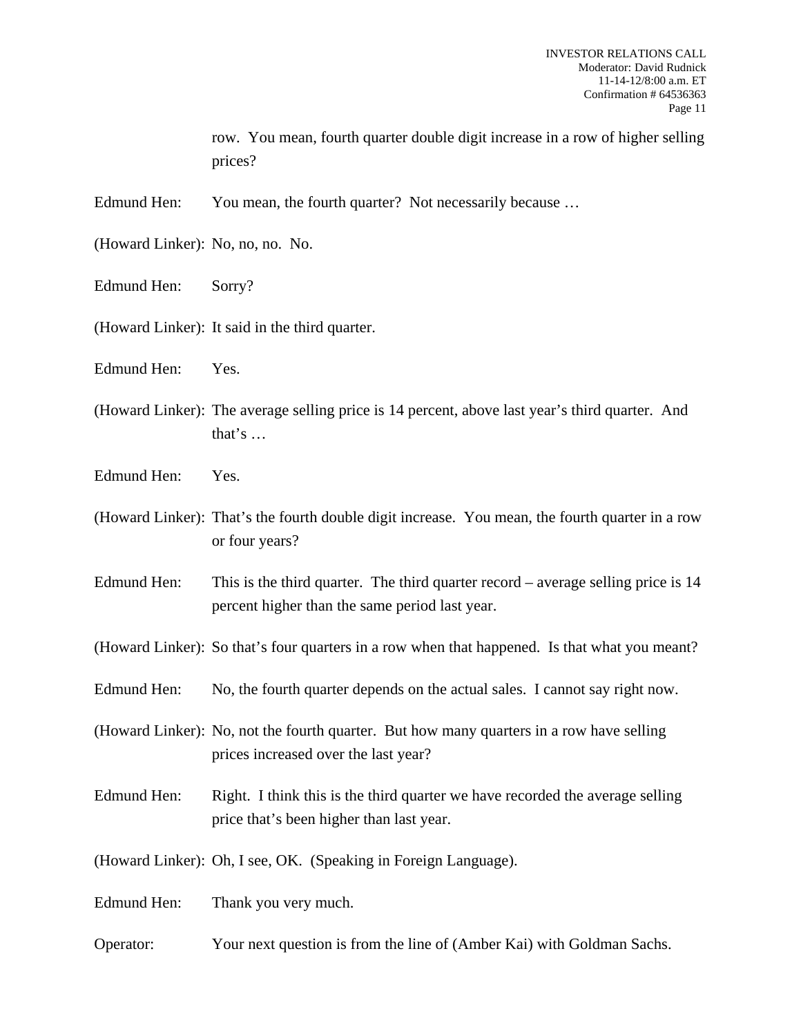row. You mean, fourth quarter double digit increase in a row of higher selling prices?

Edmund Hen: You mean, the fourth quarter? Not necessarily because …

(Howard Linker): No, no, no. No.

Edmund Hen: Sorry?

(Howard Linker): It said in the third quarter.

Edmund Hen: Yes.

(Howard Linker): The average selling price is 14 percent, above last year's third quarter. And that's …

Edmund Hen: Yes.

(Howard Linker): That's the fourth double digit increase. You mean, the fourth quarter in a row or four years?

Edmund Hen: This is the third quarter. The third quarter record – average selling price is 14 percent higher than the same period last year.

(Howard Linker): So that's four quarters in a row when that happened. Is that what you meant?

Edmund Hen: No, the fourth quarter depends on the actual sales. I cannot say right now.

(Howard Linker): No, not the fourth quarter. But how many quarters in a row have selling prices increased over the last year?

Edmund Hen: Right. I think this is the third quarter we have recorded the average selling price that's been higher than last year.

(Howard Linker): Oh, I see, OK. (Speaking in Foreign Language).

Edmund Hen: Thank you very much.

Operator: Your next question is from the line of (Amber Kai) with Goldman Sachs.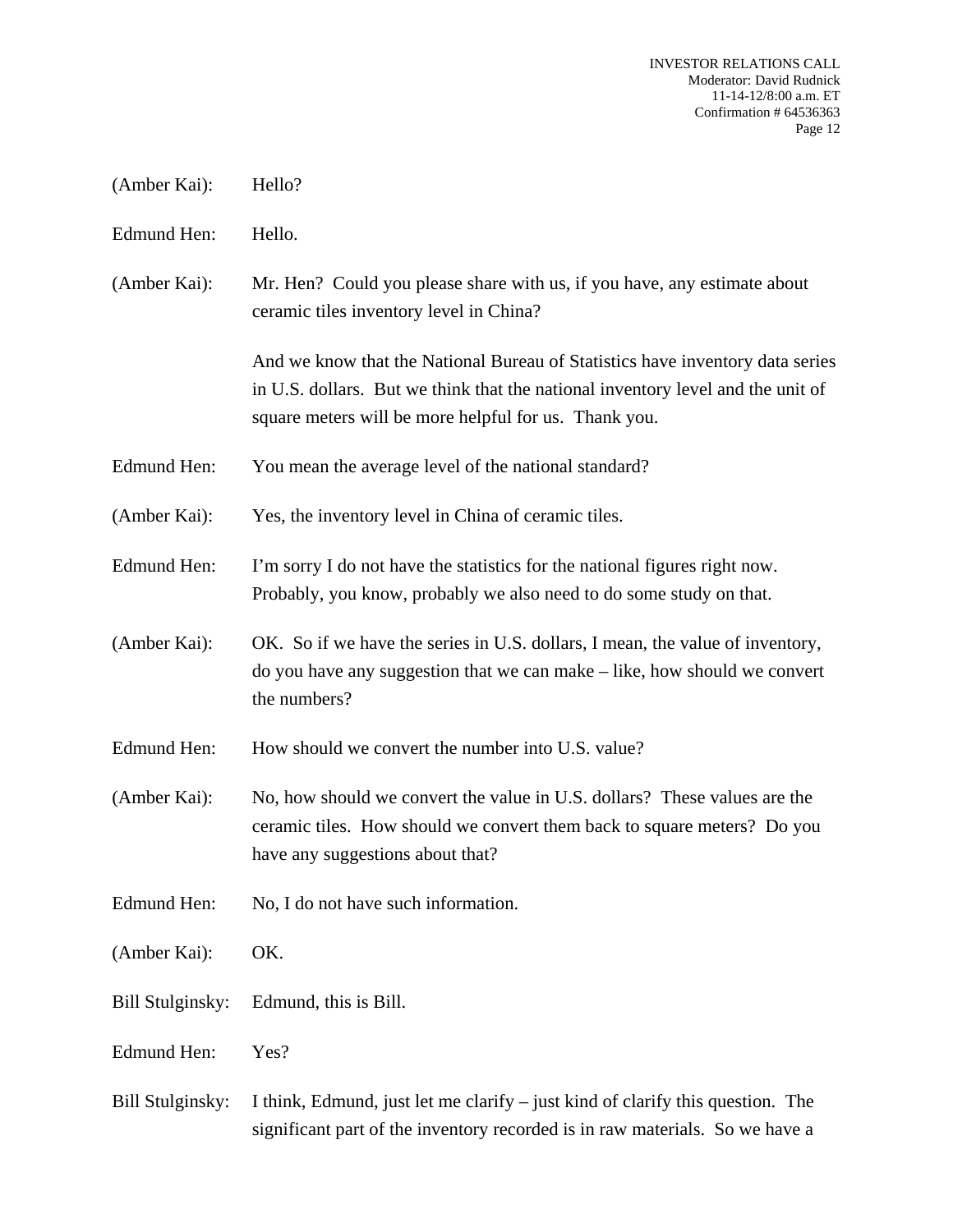(Amber Kai): Hello?

Edmund Hen: Hello.

(Amber Kai): Mr. Hen? Could you please share with us, if you have, any estimate about ceramic tiles inventory level in China?

And we know that the National Bureau of Statistics have inventory data series in U.S. dollars. But we think that the national inventory level and the unit of square meters will be more helpful for us. Thank you.

Edmund Hen: You mean the average level of the national standard?

(Amber Kai): Yes, the inventory level in China of ceramic tiles.

Edmund Hen: I'm sorry I do not have the statistics for the national figures right now. Probably, you know, probably we also need to do some study on that.

(Amber Kai): OK. So if we have the series in U.S. dollars, I mean, the value of inventory, do you have any suggestion that we can make – like, how should we convert the numbers?

Edmund Hen: How should we convert the number into U.S. value?

(Amber Kai): No, how should we convert the value in U.S. dollars? These values are the ceramic tiles. How should we convert them back to square meters? Do you have any suggestions about that?

Edmund Hen: No, I do not have such information.

(Amber Kai): OK.

Bill Stulginsky: Edmund, this is Bill.

Edmund Hen: Yes?

Bill Stulginsky: I think, Edmund, just let me clarify – just kind of clarify this question. The significant part of the inventory recorded is in raw materials. So we have a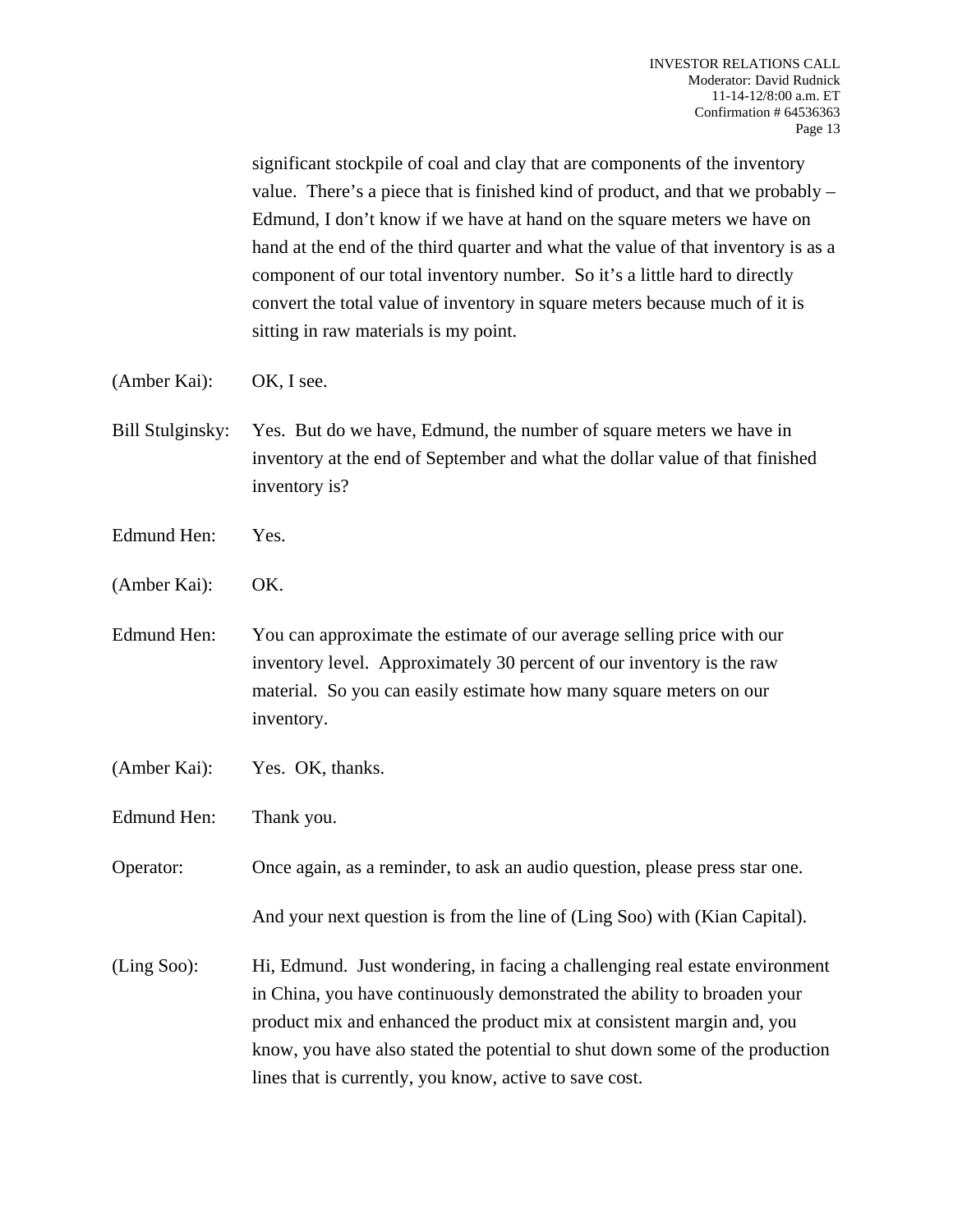significant stockpile of coal and clay that are components of the inventory value. There's a piece that is finished kind of product, and that we probably – Edmund, I don't know if we have at hand on the square meters we have on hand at the end of the third quarter and what the value of that inventory is as a component of our total inventory number. So it's a little hard to directly convert the total value of inventory in square meters because much of it is sitting in raw materials is my point.

(Amber Kai): OK, I see.

Bill Stulginsky: Yes. But do we have, Edmund, the number of square meters we have in inventory at the end of September and what the dollar value of that finished inventory is?

Edmund Hen: Yes.

(Amber Kai): OK.

Edmund Hen: You can approximate the estimate of our average selling price with our inventory level. Approximately 30 percent of our inventory is the raw material. So you can easily estimate how many square meters on our inventory.

(Amber Kai): Yes. OK, thanks.

Edmund Hen: Thank you.

Operator: Once again, as a reminder, to ask an audio question, please press star one.

And your next question is from the line of (Ling Soo) with (Kian Capital).

(Ling Soo): Hi, Edmund. Just wondering, in facing a challenging real estate environment in China, you have continuously demonstrated the ability to broaden your product mix and enhanced the product mix at consistent margin and, you know, you have also stated the potential to shut down some of the production lines that is currently, you know, active to save cost.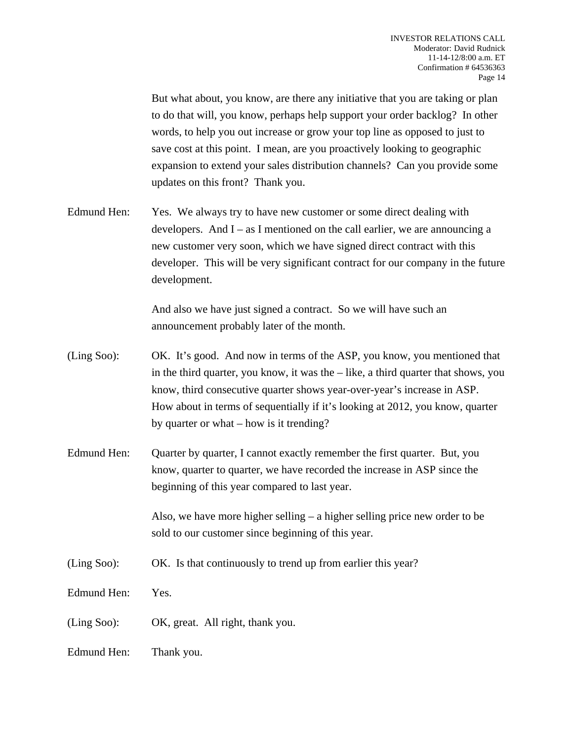But what about, you know, are there any initiative that you are taking or plan to do that will, you know, perhaps help support your order backlog? In other words, to help you out increase or grow your top line as opposed to just to save cost at this point. I mean, are you proactively looking to geographic expansion to extend your sales distribution channels? Can you provide some updates on this front? Thank you.

Edmund Hen: Yes. We always try to have new customer or some direct dealing with developers. And I – as I mentioned on the call earlier, we are announcing a new customer very soon, which we have signed direct contract with this developer. This will be very significant contract for our company in the future development.

And also we have just signed a contract. So we will have such an announcement probably later of the month.

(Ling Soo): OK. It's good. And now in terms of the ASP, you know, you mentioned that in the third quarter, you know, it was the – like, a third quarter that shows, you know, third consecutive quarter shows year-over-year's increase in ASP. How about in terms of sequentially if it's looking at 2012, you know, quarter by quarter or what – how is it trending?

Edmund Hen: Quarter by quarter, I cannot exactly remember the first quarter. But, you know, quarter to quarter, we have recorded the increase in ASP since the beginning of this year compared to last year.

Also, we have more higher selling – a higher selling price new order to be sold to our customer since beginning of this year.

(Ling Soo): OK. Is that continuously to trend up from earlier this year?

Edmund Hen: Yes.

(Ling Soo): OK, great. All right, thank you.

Edmund Hen: Thank you.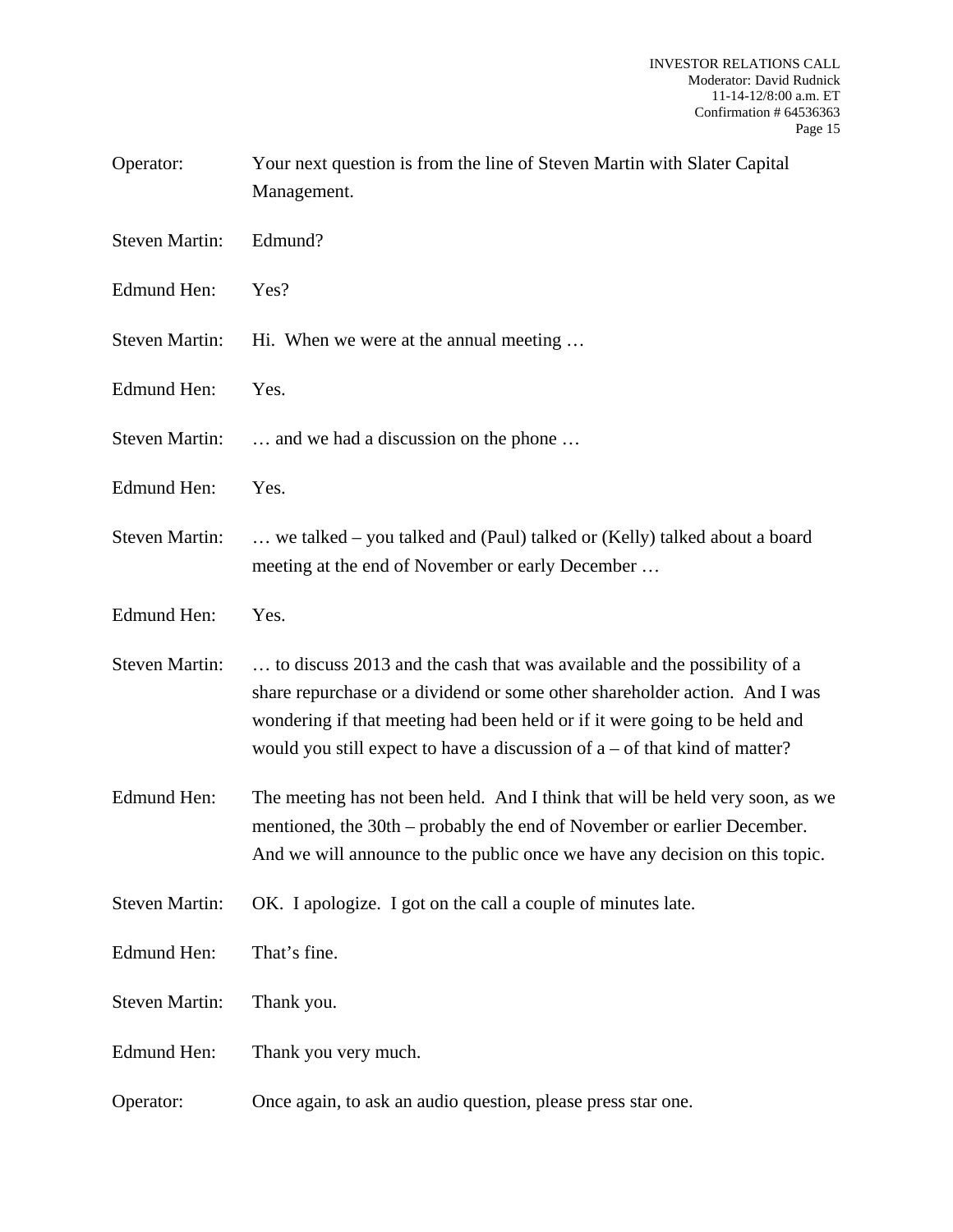Operator: Your next question is from the line of Steven Martin with Slater Capital Management.

Steven Martin: Edmund?

Edmund Hen: Yes?

Steven Martin: Hi. When we were at the annual meeting …

Edmund Hen: Yes.

Steven Martin: … and we had a discussion on the phone …

Edmund Hen: Yes.

Steven Martin: … we talked – you talked and (Paul) talked or (Kelly) talked about a board meeting at the end of November or early December …

Edmund Hen: Yes.

Steven Martin: … to discuss 2013 and the cash that was available and the possibility of a share repurchase or a dividend or some other shareholder action. And I was wondering if that meeting had been held or if it were going to be held and would you still expect to have a discussion of a – of that kind of matter?

Edmund Hen: The meeting has not been held. And I think that will be held very soon, as we mentioned, the 30th – probably the end of November or earlier December. And we will announce to the public once we have any decision on this topic.

Steven Martin: OK. I apologize. I got on the call a couple of minutes late.

Edmund Hen: That's fine.

Steven Martin: Thank you.

Edmund Hen: Thank you very much.

Operator: Once again, to ask an audio question, please press star one.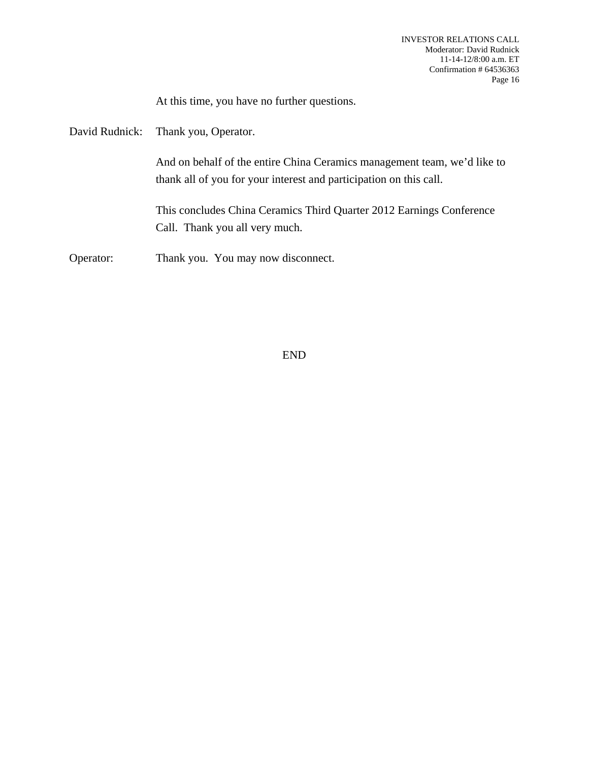At this time, you have no further questions.

David Rudnick: Thank you, Operator.

And on behalf of the entire China Ceramics management team, we'd like to thank all of you for your interest and participation on this call.

This concludes China Ceramics Third Quarter 2012 Earnings Conference Call. Thank you all very much.

Operator: Thank you. You may now disconnect.

END